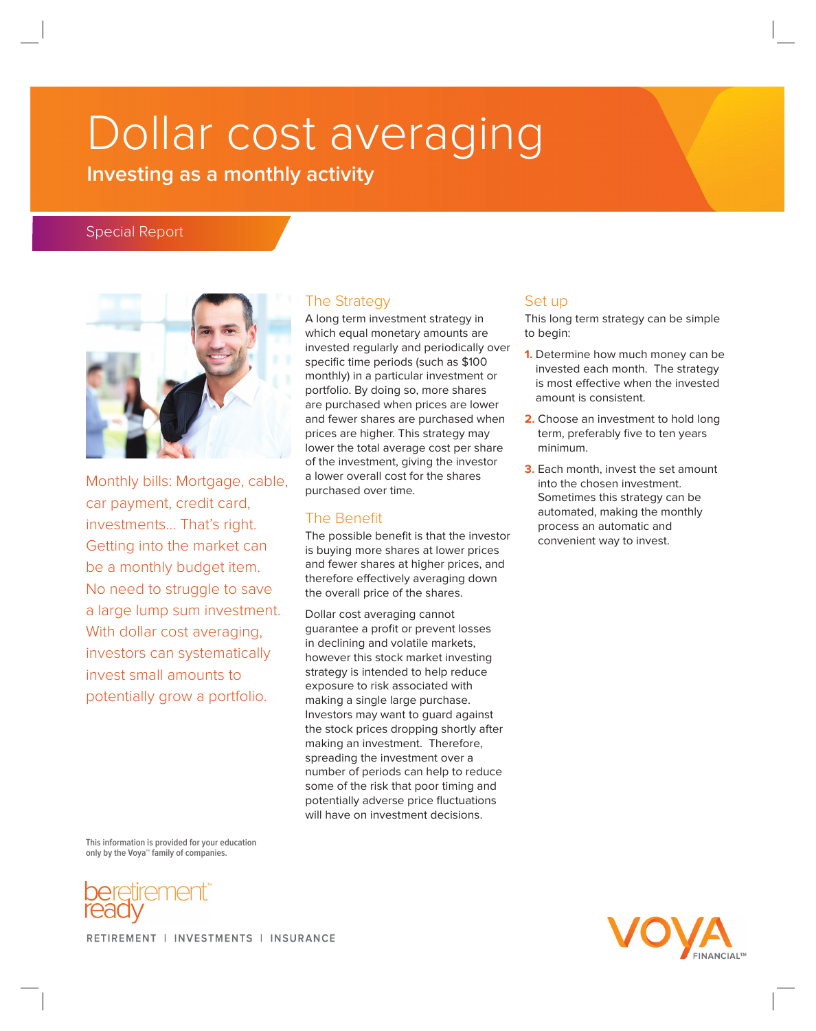# Dollar cost averaging

**Investing as a monthly activity**

Special Report

Monthly bills: Mortgage, cable, car payment, credit card, investments... That's right. Getting into the market can be a monthly budget item. No need to struggle to save a large lump sum investment. With dollar cost averaging, investors can systematically invest small amounts to potentially grow a portfolio.

## The Strategy

A long term investment strategy in which equal monetary amounts are invested regularly and periodically over specific time periods (such as $100 monthly) in a particular investment or portfolio. By doing so, more shares are purchased when prices are lower and fewer shares are purchased when prices are higher. This strategy may lower the total average cost per share of the investment, giving the investor a lower overall cost for the shares purchased over time.

## The Benefit

The possible benefit is that the investor is buying more shares at lower prices and fewer shares at higher prices, and therefore effectively averaging down the overall price of the shares.

Dollar cost averaging cannot guarantee a profit or prevent losses in declining and volatile markets, however this stock market investing strategy is intended to help reduce exposure to risk associated with making a single large purchase. Investors may want to guard against the stock prices dropping shortly after making an investment. Therefore, spreading the investment over a number of periods can help to reduce some of the risk that poor timing and potentially adverse price fluctuations will have on investment decisions.

## Set up

This long term strategy can be simple to begin:

1. Determine how much money can be invested each month. The strategy is most effective when the invested amount is consistent.
2. Choose an investment to hold long term, preferably five to ten years minimum.
3. Each month, invest the set amount into the chosen investment. Sometimes this strategy can be automated, making the monthly process an automatic and convenient way to invest.

This information is provided for your education only by the Voya™ family of companies.

be retirement ready™

RETIREMENT | INVESTMENTS | INSURANCE

VOYA FINANCIAL™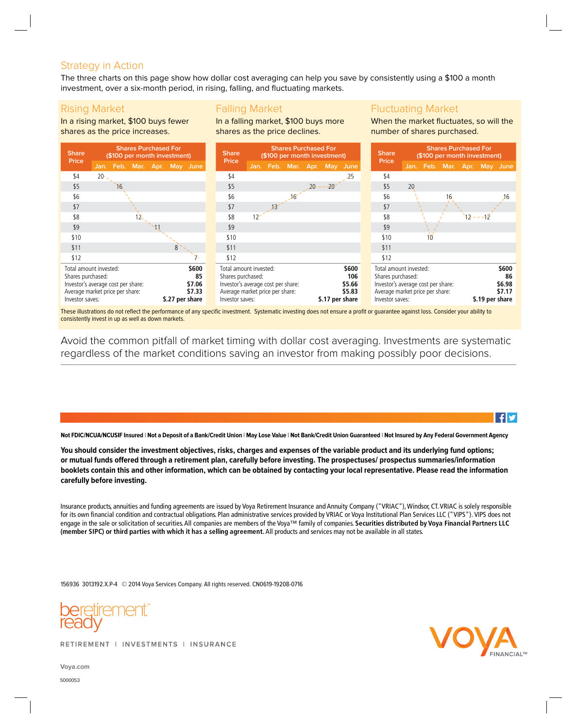## Strategy in Action

The three charts on this page show how dollar cost averaging can help you save by consistently using a $100 a month investment, over a six-month period, in rising, falling, and fluctuating markets.

### Rising Market

In a rising market, $100 buys fewer shares as the price increases.

Share Price
Shares Purchased For ($100 per month investment)
Jan. Feb. Mar. Apr. May June
$4 $5 $6 $7 $8 $9 $10 $11 $12
20 16 12 11 8 7

Total amount invested: **$600**
Shares purchased: **85**
Investor's average cost per share: **$7.06**
Average market price per share: **$7.33**
Investor saves: **$.27 per share**

### Falling Market

In a falling market, $100 buys more shares as the price declines.

Share Price
Shares Purchased For ($100 per month investment)
Jan. Feb. Mar. Apr. May June
$4 $5 $6 $7 $8 $9 $10 $11 $12
12 13 16 20 20 25

Total amount invested: **$600**
Shares purchased: **106**
Investor's average cost per share: **$5.66**
Average market price per share: **$5.83**
Investor saves: **$.17 per share**

### Fluctuating Market

When the market fluctuates, so will the number of shares purchased.

Share Price
Shares Purchased For ($100 per month investment)
Jan. Feb. Mar. Apr. May June
$4 $5 $6 $7 $8 $9 $10 $11 $12
20 10 16 12 12 16

Total amount invested: **$600**
Shares purchased: **86**
Investor's average cost per share: **$6.98**
Average market price per share: **$7.17**
Investor saves: **$.19 per share**

These illustrations do not reflect the performance of any specific investment. Systematic investing does not ensure a profit or guarantee against loss. Consider your ability to consistently invest in up as well as down markets.

Avoid the common pitfall of market timing with dollar cost averaging. Investments are systematic regardless of the market conditions saving an investor from making possibly poor decisions.

**Not FDIC/NCUA/NCUSIF Insured | Not a Deposit of a Bank/Credit Union | May Lose Value | Not Bank/Credit Union Guaranteed | Not Insured by Any Federal Government Agency**

**You should consider the investment objectives, risks, charges and expenses of the variable product and its underlying fund options; or mutual funds offered through a retirement plan, carefully before investing. The prospectuses/ prospectus summaries/information booklets contain this and other information, which can be obtained by contacting your local representative. Please read the information carefully before investing.**

Insurance products, annuities and funding agreements are issued by Voya Retirement Insurance and Annuity Company ("VRIAC"), Windsor, CT. VRIAC is solely responsible for its own financial condition and contractual obligations. Plan administrative services provided by VRIAC or Voya Institutional Plan Services LLC ("VIPS"). VIPS does not engage in the sale or solicitation of securities. All companies are members of the Voya™ family of companies. **Securities distributed by Voya Financial Partners LLC (member SIPC) or third parties with which it has a selling agreement.** All products and services may not be available in all states.

156936 3013192.X.P-4 © 2014 Voya Services Company. All rights reserved. CN0619-19208-0716

beretirementready™

RETIREMENT | INVESTMENTS | INSURANCE

VOYA FINANCIAL™

Voya.com

5000053